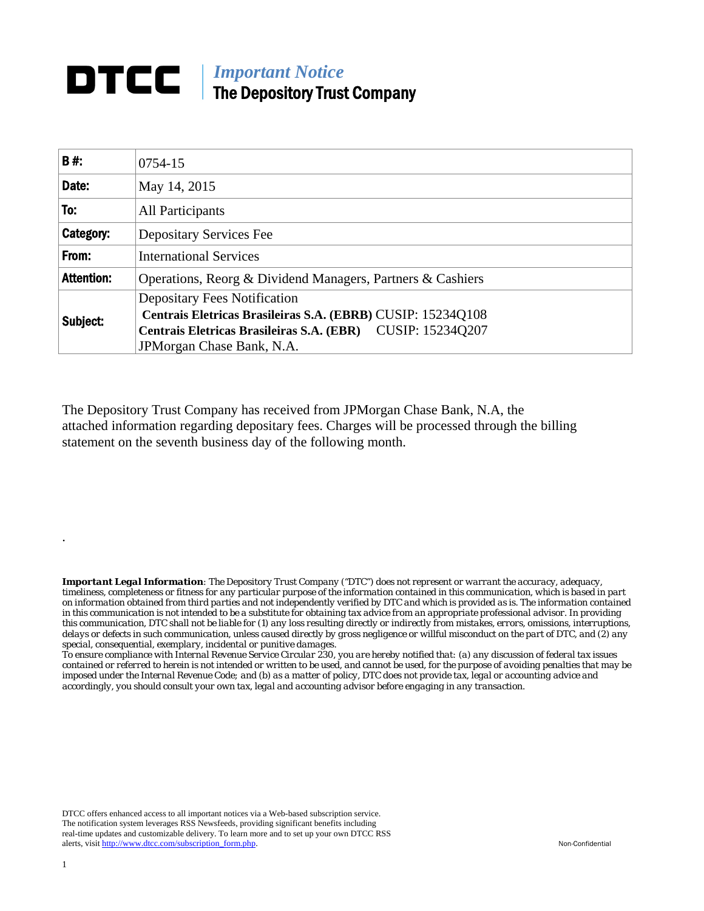# DTCC | *Important Notice* The Depository Trust Company

| | |
|---|---|
| **B #:** | 0754-15 |
| **Date:** | May 14, 2015 |
| **To:** | All Participants |
| **Category:** | Depositary Services Fee |
| **From:** | International Services |
| **Attention:** | Operations, Reorg & Dividend Managers, Partners & Cashiers |
| **Subject:** | Depositary Fees Notification<br>**Centrais Eletricas Brasileiras S.A. (EBRB)** CUSIP: 15234Q108<br>**Centrais Eletricas Brasileiras S.A. (EBR)** CUSIP: 15234Q207<br>JPMorgan Chase Bank, N.A. |

The Depository Trust Company has received from JPMorgan Chase Bank, N.A, the attached information regarding depositary fees. Charges will be processed through the billing statement on the seventh business day of the following month.

.

***Important Legal Information**: The Depository Trust Company ("DTC") does not represent or warrant the accuracy, adequacy, timeliness, completeness or fitness for any particular purpose of the information contained in this communication, which is based in part on information obtained from third parties and not independently verified by DTC and which is provided as is. The information contained in this communication is not intended to be a substitute for obtaining tax advice from an appropriate professional advisor. In providing this communication, DTC shall not be liable for (1) any loss resulting directly or indirectly from mistakes, errors, omissions, interruptions, delays or defects in such communication, unless caused directly by gross negligence or willful misconduct on the part of DTC, and (2) any special, consequential, exemplary, incidental or punitive damages.*

*To ensure compliance with Internal Revenue Service Circular 230, you are hereby notified that: (a) any discussion of federal tax issues contained or referred to herein is not intended or written to be used, and cannot be used, for the purpose of avoiding penalties that may be imposed under the Internal Revenue Code; and (b) as a matter of policy, DTC does not provide tax, legal or accounting advice and accordingly, you should consult your own tax, legal and accounting advisor before engaging in any transaction.*

DTCC offers enhanced access to all important notices via a Web-based subscription service. The notification system leverages RSS Newsfeeds, providing significant benefits including real-time updates and customizable delivery. To learn more and to set up your own DTCC RSS alerts, visit http://www.dtcc.com/subscription_form.php.

Non-Confidential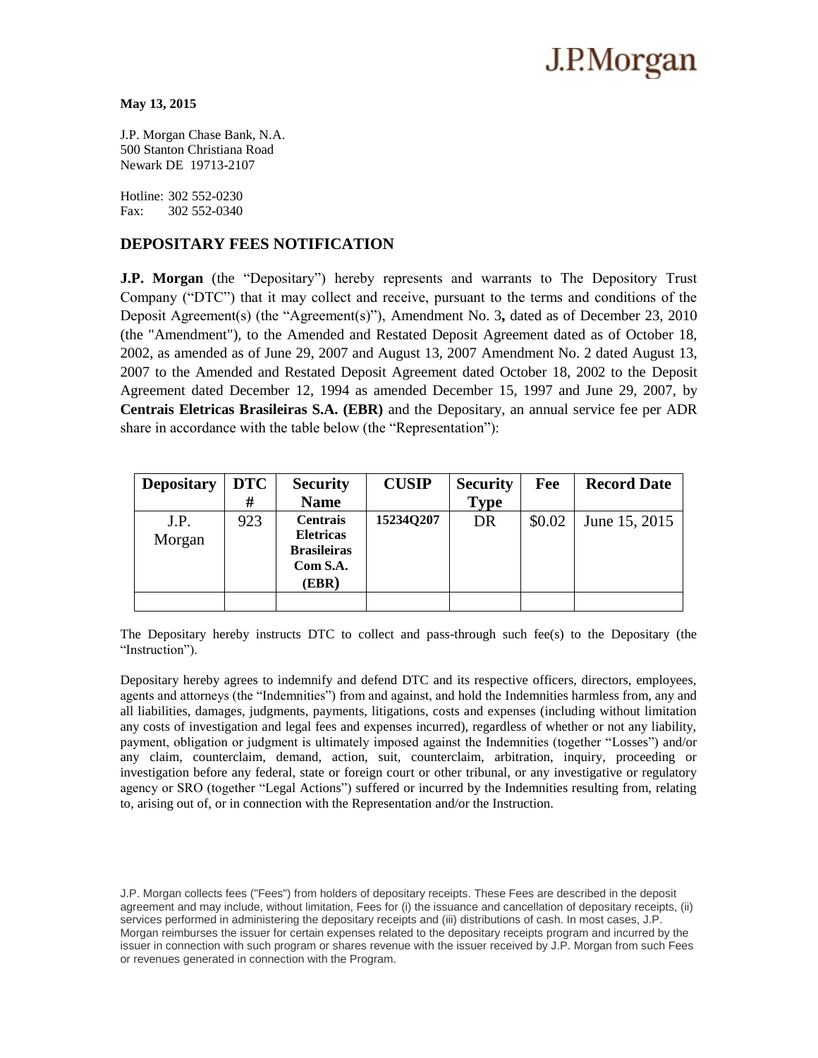J.P.Morgan

**May 13, 2015**

J.P. Morgan Chase Bank, N.A.
500 Stanton Christiana Road
Newark DE 19713-2107

Hotline: 302 552-0230
Fax: 302 552-0340

## DEPOSITARY FEES NOTIFICATION

**J.P. Morgan** (the "Depositary") hereby represents and warrants to The Depository Trust Company ("DTC") that it may collect and receive, pursuant to the terms and conditions of the Deposit Agreement(s) (the "Agreement(s)"), Amendment No. 3**,** dated as of December 23, 2010 (the "Amendment"), to the Amended and Restated Deposit Agreement dated as of October 18, 2002, as amended as of June 29, 2007 and August 13, 2007 Amendment No. 2 dated August 13, 2007 to the Amended and Restated Deposit Agreement dated October 18, 2002 to the Deposit Agreement dated December 12, 1994 as amended December 15, 1997 and June 29, 2007, by **Centrais Eletricas Brasileiras S.A. (EBR)** and the Depositary, an annual service fee per ADR share in accordance with the table below (the "Representation"):

| Depositary | DTC # | Security Name | CUSIP | Security Type | Fee | Record Date |
|---|---|---|---|---|---|---|
| J.P. Morgan | 923 | **Centrais Eletricas Brasileiras Com S.A. (EBR)** | **15234Q207** | DR | $0.02 | June 15, 2015 |
| | | | | | | |

The Depositary hereby instructs DTC to collect and pass-through such fee(s) to the Depositary (the "Instruction").

Depositary hereby agrees to indemnify and defend DTC and its respective officers, directors, employees, agents and attorneys (the "Indemnities") from and against, and hold the Indemnities harmless from, any and all liabilities, damages, judgments, payments, litigations, costs and expenses (including without limitation any costs of investigation and legal fees and expenses incurred), regardless of whether or not any liability, payment, obligation or judgment is ultimately imposed against the Indemnities (together "Losses") and/or any claim, counterclaim, demand, action, suit, counterclaim, arbitration, inquiry, proceeding or investigation before any federal, state or foreign court or other tribunal, or any investigative or regulatory agency or SRO (together "Legal Actions") suffered or incurred by the Indemnities resulting from, relating to, arising out of, or in connection with the Representation and/or the Instruction.

J.P. Morgan collects fees ("Fees") from holders of depositary receipts. These Fees are described in the deposit agreement and may include, without limitation, Fees for (i) the issuance and cancellation of depositary receipts, (ii) services performed in administering the depositary receipts and (iii) distributions of cash. In most cases, J.P. Morgan reimburses the issuer for certain expenses related to the depositary receipts program and incurred by the issuer in connection with such program or shares revenue with the issuer received by J.P. Morgan from such Fees or revenues generated in connection with the Program.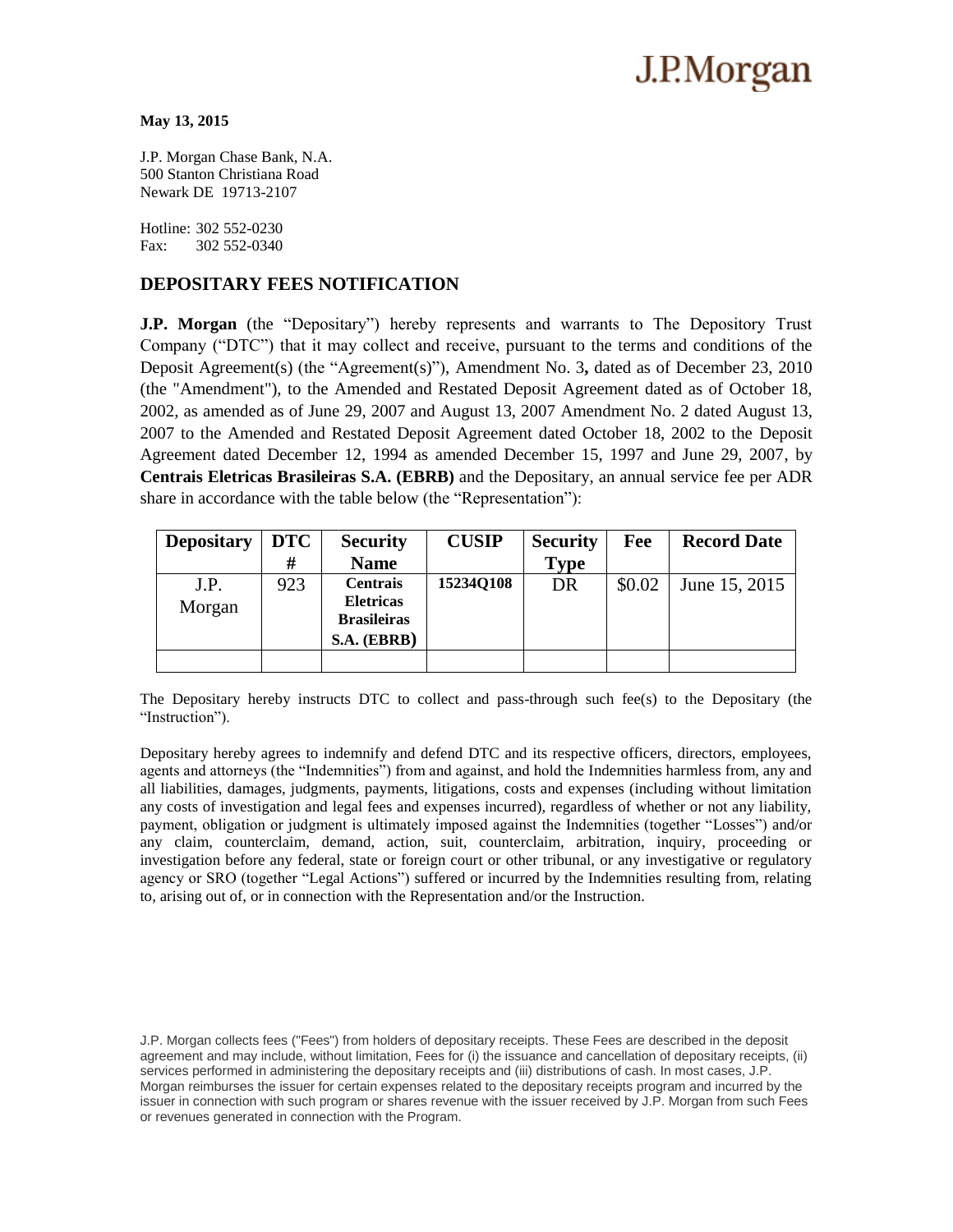J.P.Morgan

**May 13, 2015**

J.P. Morgan Chase Bank, N.A.
500 Stanton Christiana Road
Newark DE 19713-2107

Hotline: 302 552-0230
Fax: 302 552-0340

## DEPOSITARY FEES NOTIFICATION

**J.P. Morgan** (the "Depositary") hereby represents and warrants to The Depository Trust Company ("DTC") that it may collect and receive, pursuant to the terms and conditions of the Deposit Agreement(s) (the "Agreement(s)"), Amendment No. 3**,** dated as of December 23, 2010 (the "Amendment"), to the Amended and Restated Deposit Agreement dated as of October 18, 2002, as amended as of June 29, 2007 and August 13, 2007 Amendment No. 2 dated August 13, 2007 to the Amended and Restated Deposit Agreement dated October 18, 2002 to the Deposit Agreement dated December 12, 1994 as amended December 15, 1997 and June 29, 2007, by **Centrais Eletricas Brasileiras S.A. (EBRB)** and the Depositary, an annual service fee per ADR share in accordance with the table below (the "Representation"):

| Depositary | DTC # | Security Name | CUSIP | Security Type | Fee | Record Date |
|---|---|---|---|---|---|---|
| J.P. Morgan | 923 | **Centrais Eletricas Brasileiras S.A. (EBRB)** | **15234Q108** | DR | $0.02 | June 15, 2015 |
| | | | | | | |

The Depositary hereby instructs DTC to collect and pass-through such fee(s) to the Depositary (the "Instruction").

Depositary hereby agrees to indemnify and defend DTC and its respective officers, directors, employees, agents and attorneys (the "Indemnities") from and against, and hold the Indemnities harmless from, any and all liabilities, damages, judgments, payments, litigations, costs and expenses (including without limitation any costs of investigation and legal fees and expenses incurred), regardless of whether or not any liability, payment, obligation or judgment is ultimately imposed against the Indemnities (together "Losses") and/or any claim, counterclaim, demand, action, suit, counterclaim, arbitration, inquiry, proceeding or investigation before any federal, state or foreign court or other tribunal, or any investigative or regulatory agency or SRO (together "Legal Actions") suffered or incurred by the Indemnities resulting from, relating to, arising out of, or in connection with the Representation and/or the Instruction.

J.P. Morgan collects fees ("Fees") from holders of depositary receipts. These Fees are described in the deposit agreement and may include, without limitation, Fees for (i) the issuance and cancellation of depositary receipts, (ii) services performed in administering the depositary receipts and (iii) distributions of cash. In most cases, J.P. Morgan reimburses the issuer for certain expenses related to the depositary receipts program and incurred by the issuer in connection with such program or shares revenue with the issuer received by J.P. Morgan from such Fees or revenues generated in connection with the Program.